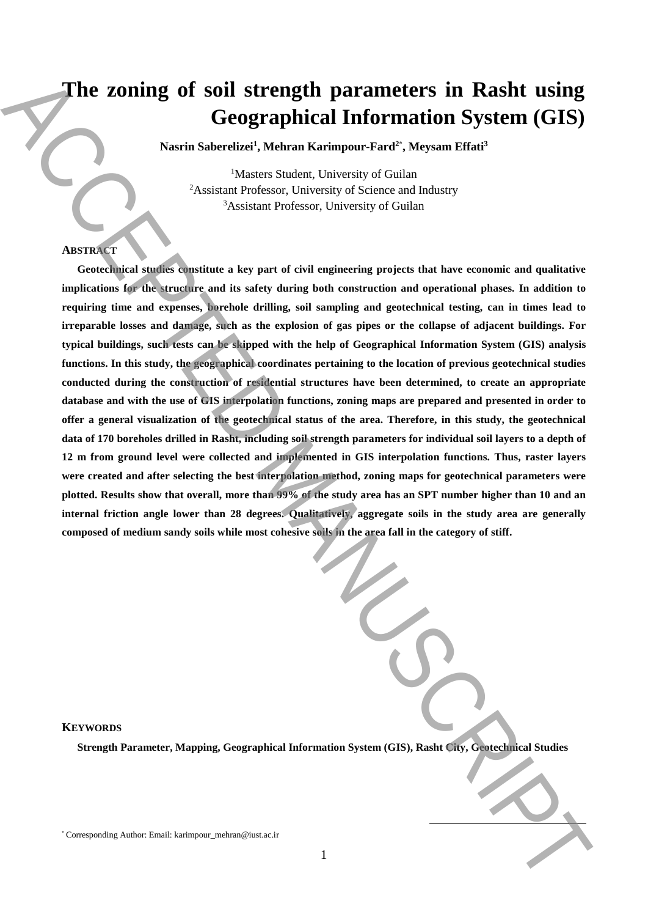# The zoning of soil strength parameters in Rasht using Geographical Information System (GIS)

**Nasrin Saberelizei[1], Mehran Karimpour-Fard[2*], Meysam Effati[3]**

[1]Masters Student, University of Guilan
[2]Assistant Professor, University of Science and Industry
[3]Assistant Professor, University of Guilan

## ABSTRACT

**Geotechnical studies constitute a key part of civil engineering projects that have economic and qualitative implications for the structure and its safety during both construction and operational phases. In addition to requiring time and expenses, borehole drilling, soil sampling and geotechnical testing, can in times lead to irreparable losses and damage, such as the explosion of gas pipes or the collapse of adjacent buildings. For typical buildings, such tests can be skipped with the help of Geographical Information System (GIS) analysis functions. In this study, the geographical coordinates pertaining to the location of previous geotechnical studies conducted during the construction of residential structures have been determined, to create an appropriate database and with the use of GIS interpolation functions, zoning maps are prepared and presented in order to offer a general visualization of the geotechnical status of the area. Therefore, in this study, the geotechnical data of 170 boreholes drilled in Rasht, including soil strength parameters for individual soil layers to a depth of 12 m from ground level were collected and implemented in GIS interpolation functions. Thus, raster layers were created and after selecting the best interpolation method, zoning maps for geotechnical parameters were plotted. Results show that overall, more than 99% of the study area has an SPT number higher than 10 and an internal friction angle lower than 28 degrees. Qualitatively, aggregate soils in the study area are generally composed of medium sandy soils while most cohesive soils in the area fall in the category of stiff.**

## KEYWORDS

**Strength Parameter, Mapping, Geographical Information System (GIS), Rasht City, Geotechnical Studies**

[*] Corresponding Author: Email: karimpour_mehran@iust.ac.ir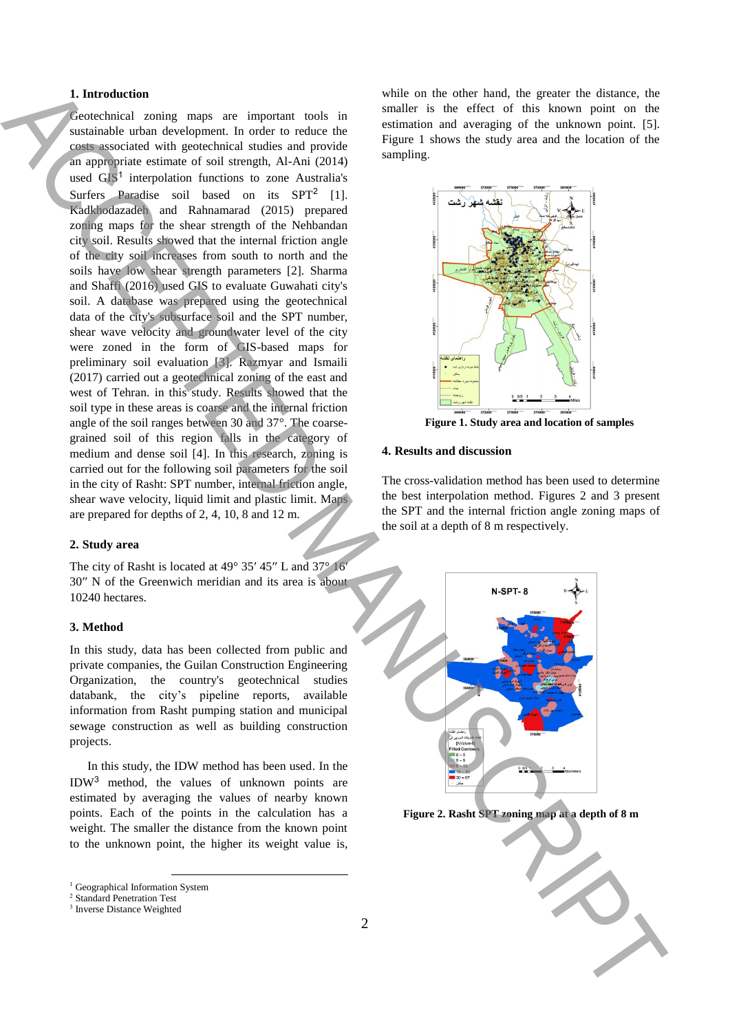## 1. Introduction

Geotechnical zoning maps are important tools in sustainable urban development. In order to reduce the costs associated with geotechnical studies and provide an appropriate estimate of soil strength, Al-Ani (2014) used GIS[1] interpolation functions to zone Australia's Surfers Paradise soil based on its SPT[2] [1]. Kadkhodazadeh and Rahnamarad (2015) prepared zoning maps for the shear strength of the Nehbandan city soil. Results showed that the internal friction angle of the city soil increases from south to north and the soils have low shear strength parameters [2]. Sharma and Shaffi (2016) used GIS to evaluate Guwahati city's soil. A database was prepared using the geotechnical data of the city's subsurface soil and the SPT number, shear wave velocity and groundwater level of the city were zoned in the form of GIS-based maps for preliminary soil evaluation [3]. Razmyar and Ismaili (2017) carried out a geotechnical zoning of the east and west of Tehran. in this study. Results showed that the soil type in these areas is coarse and the internal friction angle of the soil ranges between 30 and 37°. The coarse-grained soil of this region falls in the category of medium and dense soil [4]. In this research, zoning is carried out for the following soil parameters for the soil in the city of Rasht: SPT number, internal friction angle, shear wave velocity, liquid limit and plastic limit. Maps are prepared for depths of 2, 4, 10, 8 and 12 m.

## 2. Study area

The city of Rasht is located at 49° 35′ 45″ L and 37° 16′ 30″ N of the Greenwich meridian and its area is about 10240 hectares.

## 3. Method

In this study, data has been collected from public and private companies, the Guilan Construction Engineering Organization, the country's geotechnical studies databank, the city's pipeline reports, available information from Rasht pumping station and municipal sewage construction as well as building construction projects.

In this study, the IDW method has been used. In the IDW[3] method, the values of unknown points are estimated by averaging the values of nearby known points. Each of the points in the calculation has a weight. The smaller the distance from the known point to the unknown point, the higher its weight value is, while on the other hand, the greater the distance, the smaller is the effect of this known point on the estimation and averaging of the unknown point. [5]. Figure 1 shows the study area and the location of the sampling.

**Figure 1. Study area and location of samples**

## 4. Results and discussion

The cross-validation method has been used to determine the best interpolation method. Figures 2 and 3 present the SPT and the internal friction angle zoning maps of the soil at a depth of 8 m respectively.

**Figure 2. Rasht SPT zoning map at a depth of 8 m**

---

[1] Geographical Information System
[2] Standard Penetration Test
[3] Inverse Distance Weighted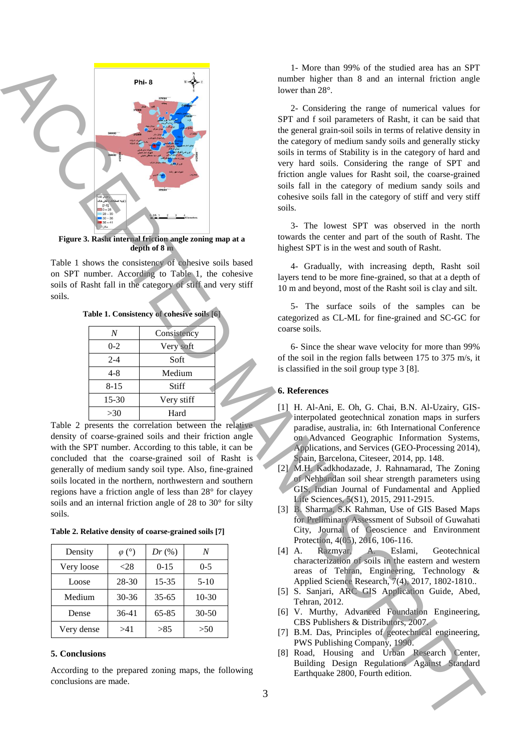Phi- 8

0 – 28
28 – 30
30 – 36
36 – 41

0 0.5 1 2 3 4 Kilometers

**Figure 3. Rasht internal friction angle zoning map at a depth of 8 m**

Table 1 shows the consistency of cohesive soils based on SPT number. According to Table 1, the cohesive soils of Rasht fall in the category of stiff and very stiff soils.

**Table 1. Consistency of cohesive soils [6]**

| *N* | Consistency |
|---|---|
| 0-2 | Very soft |
| 2-4 | Soft |
| 4-8 | Medium |
| 8-15 | Stiff |
| 15-30 | Very stiff |
| >30 | Hard |

Table 2 presents the correlation between the relative density of coarse-grained soils and their friction angle with the SPT number. According to this table, it can be concluded that the coarse-grained soil of Rasht is generally of medium sandy soil type. Also, fine-grained soils located in the northern, northwestern and southern regions have a friction angle of less than 28° for clayey soils and an internal friction angle of 28 to 30° for silty soils.

**Table 2. Relative density of coarse-grained soils [7]**

| Density | $\varphi$ (°) | *Dr* (%) | *N* |
|---|---|---|---|
| Very loose | <28 | 0-15 | 0-5 |
| Loose | 28-30 | 15-35 | 5-10 |
| Medium | 30-36 | 35-65 | 10-30 |
| Dense | 36-41 | 65-85 | 30-50 |
| Very dense | >41 | >85 | >50 |

## 5. Conclusions

According to the prepared zoning maps, the following conclusions are made.

1- More than 99% of the studied area has an SPT number higher than 8 and an internal friction angle lower than 28°.

2- Considering the range of numerical values for SPT and f soil parameters of Rasht, it can be said that the general grain-soil soils in terms of relative density in the category of medium sandy soils and generally sticky soils in terms of Stability is in the category of hard and very hard soils. Considering the range of SPT and friction angle values for Rasht soil, the coarse-grained soils fall in the category of medium sandy soils and cohesive soils fall in the category of stiff and very stiff soils.

3- The lowest SPT was observed in the north towards the center and part of the south of Rasht. The highest SPT is in the west and south of Rasht.

4- Gradually, with increasing depth, Rasht soil layers tend to be more fine-grained, so that at a depth of 10 m and beyond, most of the Rasht soil is clay and silt.

5- The surface soils of the samples can be categorized as CL-ML for fine-grained and SC-GC for coarse soils.

6- Since the shear wave velocity for more than 99% of the soil in the region falls between 175 to 375 m/s, it is classified in the soil group type 3 [8].

## 6. References

[1] H. Al-Ani, E. Oh, G. Chai, B.N. Al-Uzairy, GIS-interpolated geotechnical zonation maps in surfers paradise, australia, in: 6th International Conference on Advanced Geographic Information Systems, Applications, and Services (GEO-Processing 2014), Spain, Barcelona, Citeseer, 2014, pp. 148.

[2] M.H. Kadkhodazade, J. Rahnamarad, The Zoning of Nehbandan soil shear strength parameters using GIS, Indian Journal of Fundamental and Applied Life Sciences, 5(S1), 2015, 2911-2915.

[3] B. Sharma, S.K Rahman, Use of GIS Based Maps for Preliminary Assessment of Subsoil of Guwahati City, Journal of Geoscience and Environment Protection, 4(05), 2016, 106-116.

[4] A. Razmyar, A. Eslami, Geotechnical characterization of soils in the eastern and western areas of Tehran, Engineering, Technology & Applied Science Research, 7(4), 2017, 1802-1810..

[5] S. Sanjari, ARC GIS Application Guide, Abed, Tehran, 2012.

[6] V. Murthy, Advanced Foundation Engineering, CBS Publishers & Distributors, 2007.

[7] B.M. Das, Principles of geotechnical engineering, PWS Publishing Company, 1990.

[8] Road, Housing and Urban Research Center, Building Design Regulations Against Standard Earthquake 2800, Fourth edition.